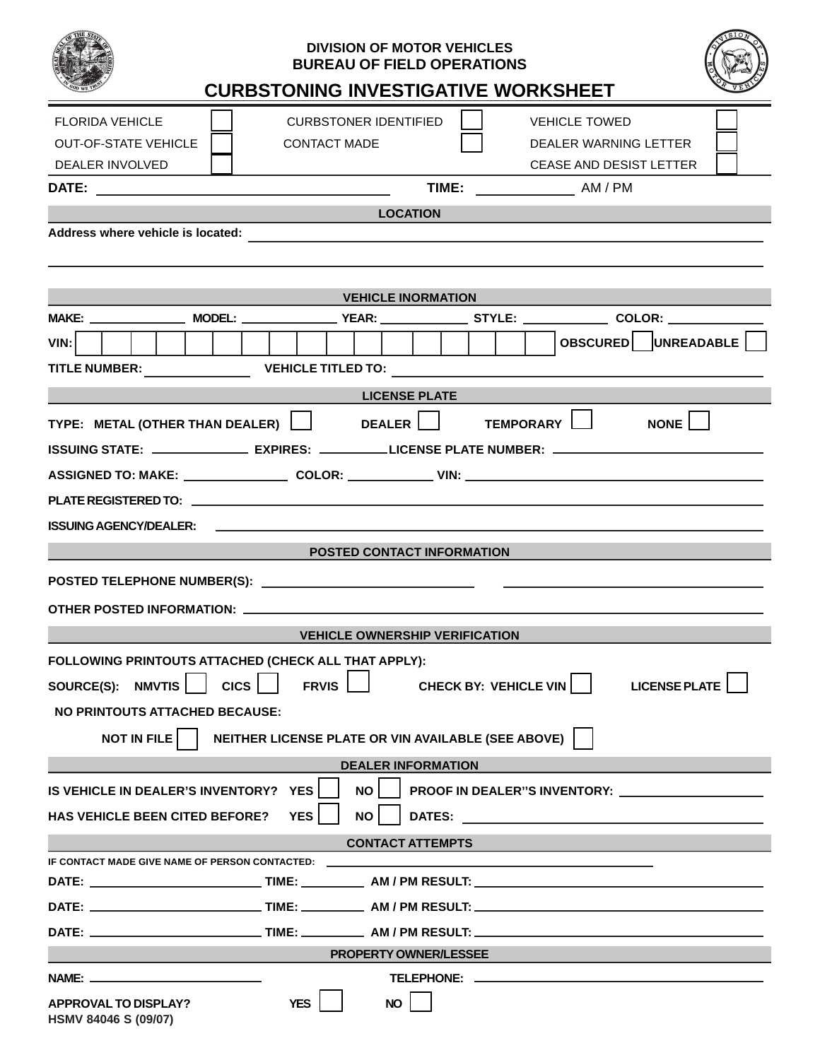DIVISION OF MOTOR VEHICLES
BUREAU OF FIELD OPERATIONS

# CURBSTONING INVESTIGATIVE WORKSHEET

| | | | | | |
|---|---|---|---|---|---|
| FLORIDA VEHICLE | ☐ | CURBSTONER IDENTIFIED | ☐ | VEHICLE TOWED | ☐ |
| OUT-OF-STATE VEHICLE | ☐ | CONTACT MADE | ☐ | DEALER WARNING LETTER | ☐ |
| DEALER INVOLVED | ☐ | | | CEASE AND DESIST LETTER | ☐ |

**DATE:** ______________________ **TIME:** __________ AM / PM

## LOCATION

**Address where vehicle is located:** ______________________________________________

______________________________________________

## VEHICLE INORMATION

**MAKE:** __________ **MODEL:** __________ **YEAR:** __________ **STYLE:** __________ **COLOR:** __________

**VIN:** | | | | | | | | | | | | | | | | | | **OBSCURED** ☐ **UNREADABLE** ☐

**TITLE NUMBER:** __________ **VEHICLE TITLED TO:** ______________________________

## LICENSE PLATE

**TYPE: METAL (OTHER THAN DEALER)** ☐ **DEALER** ☐ **TEMPORARY** ☐ **NONE** ☐

**ISSUING STATE:** __________ **EXPIRES:** __________ **LICENSE PLATE NUMBER:** __________

**ASSIGNED TO: MAKE:** __________ **COLOR:** __________ **VIN:** ______________________

**PLATE REGISTERED TO:** ______________________________________________

**ISSUING AGENCY/DEALER:** ______________________________________________

## POSTED CONTACT INFORMATION

**POSTED TELEPHONE NUMBER(S):** ______________________ ______________________

**OTHER POSTED INFORMATION:** ______________________________________________

## VEHICLE OWNERSHIP VERIFICATION

**FOLLOWING PRINTOUTS ATTACHED (CHECK ALL THAT APPLY):**

**SOURCE(S): NMVTIS** ☐ **CICS** ☐ **FRVIS** ☐ **CHECK BY: VEHICLE VIN** ☐ **LICENSE PLATE** ☐

**NO PRINTOUTS ATTACHED BECAUSE:**

**NOT IN FILE** ☐ **NEITHER LICENSE PLATE OR VIN AVAILABLE (SEE ABOVE)** ☐

## DEALER INFORMATION

**IS VEHICLE IN DEALER'S INVENTORY? YES** ☐ **NO** ☐ **PROOF IN DEALER"S INVENTORY:** __________

**HAS VEHICLE BEEN CITED BEFORE? YES** ☐ **NO** ☐ **DATES:** ______________________

## CONTACT ATTEMPTS

**IF CONTACT MADE GIVE NAME OF PERSON CONTACTED:** ______________________________

**DATE:** ______________ **TIME:** ________ **AM / PM RESULT:** ______________________

**DATE:** ______________ **TIME:** ________ **AM / PM RESULT:** ______________________

**DATE:** ______________ **TIME:** ________ **AM / PM RESULT:** ______________________

## PROPERTY OWNER/LESSEE

**NAME:** ______________________ **TELEPHONE:** ______________________

**APPROVAL TO DISPLAY? YES** ☐ **NO** ☐

**HSMV 84046 S (09/07)**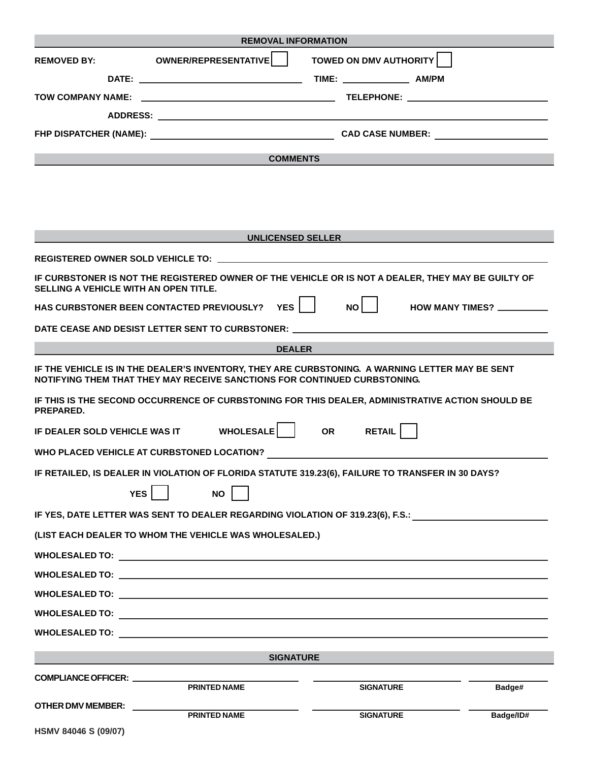## REMOVAL INFORMATION

**REMOVED BY:** OWNER/REPRESENTATIVE ☐ TOWED ON DMV AUTHORITY ☐

**DATE:** ______________________ **TIME:** __________ **AM/PM**

**TOW COMPANY NAME:** ______________________ **TELEPHONE:** ______________________

**ADDRESS:** ______________________________________________

**FHP DISPATCHER (NAME):** ______________________ **CAD CASE NUMBER:** ______________________

## COMMENTS

## UNLICENSED SELLER

**REGISTERED OWNER SOLD VEHICLE TO:** ______________________________________________

**IF CURBSTONER IS NOT THE REGISTERED OWNER OF THE VEHICLE OR IS NOT A DEALER, THEY MAY BE GUILTY OF SELLING A VEHICLE WITH AN OPEN TITLE.**

**HAS CURBSTONER BEEN CONTACTED PREVIOUSLY?** YES ☐ NO ☐ **HOW MANY TIMES?** __________

**DATE CEASE AND DESIST LETTER SENT TO CURBSTONER:** ______________________

## DEALER

**IF THE VEHICLE IS IN THE DEALER'S INVENTORY, THEY ARE CURBSTONING. A WARNING LETTER MAY BE SENT NOTIFYING THEM THAT THEY MAY RECEIVE SANCTIONS FOR CONTINUED CURBSTONING.**

**IF THIS IS THE SECOND OCCURRENCE OF CURBSTONING FOR THIS DEALER, ADMINISTRATIVE ACTION SHOULD BE PREPARED.**

**IF DEALER SOLD VEHICLE WAS IT** WHOLESALE ☐ OR RETAIL ☐

**WHO PLACED VEHICLE AT CURBSTONED LOCATION?** ______________________

**IF RETAILED, IS DEALER IN VIOLATION OF FLORIDA STATUTE 319.23(6), FAILURE TO TRANSFER IN 30 DAYS?**

YES ☐ NO ☐

**IF YES, DATE LETTER WAS SENT TO DEALER REGARDING VIOLATION OF 319.23(6), F.S.:** ______________________

**(LIST EACH DEALER TO WHOM THE VEHICLE WAS WHOLESALED.)**

**WHOLESALED TO:** ______________________________________________

**WHOLESALED TO:** ______________________________________________

**WHOLESALED TO:** ______________________________________________

**WHOLESALED TO:** ______________________________________________

**WHOLESALED TO:** ______________________________________________

## SIGNATURE

| | PRINTED NAME | SIGNATURE | Badge# |
|---|---|---|---|
| **COMPLIANCE OFFICER:** | | | |

| | PRINTED NAME | SIGNATURE | Badge/ID# |
|---|---|---|---|
| **OTHER DMV MEMBER:** | | | |

HSMV 84046 S (09/07)